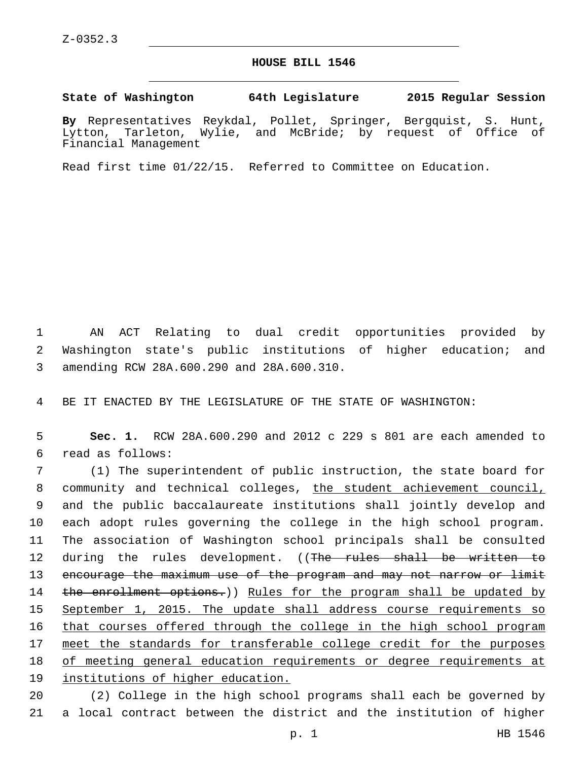Z-0352.3

# HOUSE BILL 1546

**State of Washington 64th Legislature 2015 Regular Session**

**By** Representatives Reykdal, Pollet, Springer, Bergquist, S. Hunt, Lytton, Tarleton, Wylie, and McBride; by request of Office of Financial Management

Read first time 01/22/15. Referred to Committee on Education.

AN ACT Relating to dual credit opportunities provided by Washington state's public institutions of higher education; and amending RCW 28A.600.290 and 28A.600.310.

BE IT ENACTED BY THE LEGISLATURE OF THE STATE OF WASHINGTON:

**Sec. 1.** RCW 28A.600.290 and 2012 c 229 s 801 are each amended to read as follows:

(1) The superintendent of public instruction, the state board for community and technical colleges, <u>the student achievement council,</u> and the public baccalaureate institutions shall jointly develop and each adopt rules governing the college in the high school program. The association of Washington school principals shall be consulted during the rules development. ((~~The rules shall be written to encourage the maximum use of the program and may not narrow or limit the enrollment options.~~)) <u>Rules for the program shall be updated by September 1, 2015. The update shall address course requirements so that courses offered through the college in the high school program meet the standards for transferable college credit for the purposes of meeting general education requirements or degree requirements at institutions of higher education.</u>

(2) College in the high school programs shall each be governed by a local contract between the district and the institution of higher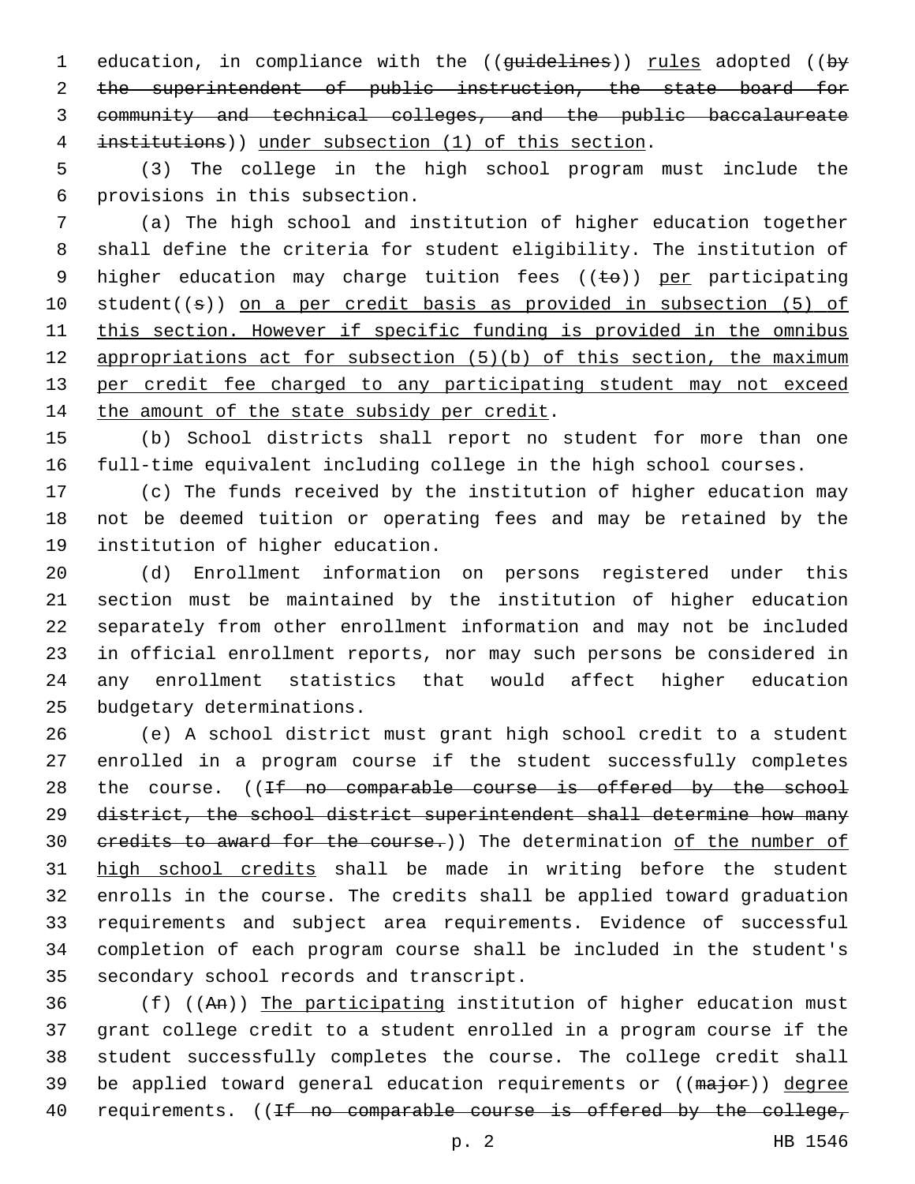education, in compliance with the ((~~guidelines~~)) <u>rules</u> adopted ((~~by the superintendent of public instruction, the state board for community and technical colleges, and the public baccalaureate institutions~~)) <u>under subsection (1) of this section</u>.

(3) The college in the high school program must include the provisions in this subsection.

(a) The high school and institution of higher education together shall define the criteria for student eligibility. The institution of higher education may charge tuition fees ((~~to~~)) <u>per</u> participating student((~~s~~)) <u>on a per credit basis as provided in subsection (5) of this section. However if specific funding is provided in the omnibus appropriations act for subsection (5)(b) of this section, the maximum per credit fee charged to any participating student may not exceed the amount of the state subsidy per credit</u>.

(b) School districts shall report no student for more than one full-time equivalent including college in the high school courses.

(c) The funds received by the institution of higher education may not be deemed tuition or operating fees and may be retained by the institution of higher education.

(d) Enrollment information on persons registered under this section must be maintained by the institution of higher education separately from other enrollment information and may not be included in official enrollment reports, nor may such persons be considered in any enrollment statistics that would affect higher education budgetary determinations.

(e) A school district must grant high school credit to a student enrolled in a program course if the student successfully completes the course. ((~~If no comparable course is offered by the school district, the school district superintendent shall determine how many credits to award for the course.~~)) The determination <u>of the number of high school credits</u> shall be made in writing before the student enrolls in the course. The credits shall be applied toward graduation requirements and subject area requirements. Evidence of successful completion of each program course shall be included in the student's secondary school records and transcript.

(f) ((~~An~~)) <u>The participating</u> institution of higher education must grant college credit to a student enrolled in a program course if the student successfully completes the course. The college credit shall be applied toward general education requirements or ((~~major~~)) <u>degree</u> requirements. ((~~If no comparable course is offered by the college,~~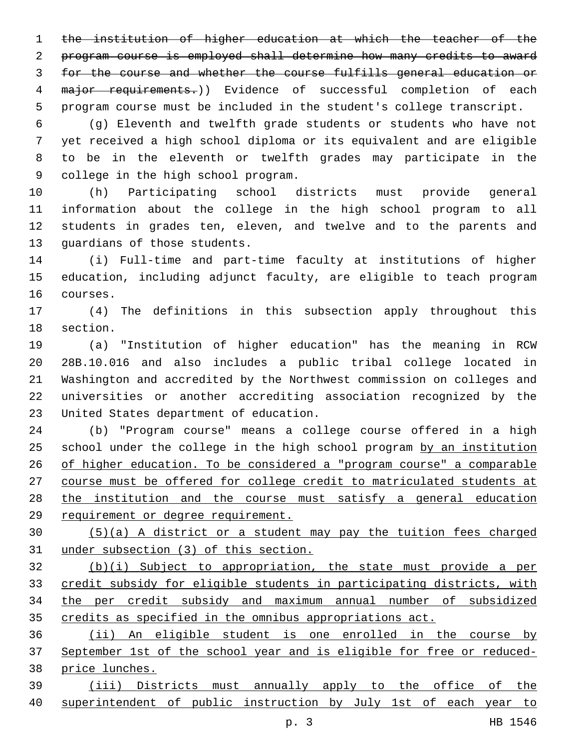~~the institution of higher education at which the teacher of the program course is employed shall determine how many credits to award for the course and whether the course fulfills general education or major requirements.~~)) Evidence of successful completion of each program course must be included in the student's college transcript.

(g) Eleventh and twelfth grade students or students who have not yet received a high school diploma or its equivalent and are eligible to be in the eleventh or twelfth grades may participate in the college in the high school program.

(h) Participating school districts must provide general information about the college in the high school program to all students in grades ten, eleven, and twelve and to the parents and guardians of those students.

(i) Full-time and part-time faculty at institutions of higher education, including adjunct faculty, are eligible to teach program courses.

(4) The definitions in this subsection apply throughout this section.

(a) "Institution of higher education" has the meaning in RCW 28B.10.016 and also includes a public tribal college located in Washington and accredited by the Northwest commission on colleges and universities or another accrediting association recognized by the United States department of education.

(b) "Program course" means a college course offered in a high school under the college in the high school program <u>by an institution of higher education. To be considered a "program course" a comparable course must be offered for college credit to matriculated students at the institution and the course must satisfy a general education requirement or degree requirement.</u>

<u>(5)(a) A district or a student may pay the tuition fees charged under subsection (3) of this section.</u>

<u>(b)(i) Subject to appropriation, the state must provide a per credit subsidy for eligible students in participating districts, with the per credit subsidy and maximum annual number of subsidized credits as specified in the omnibus appropriations act.</u>

<u>(ii) An eligible student is one enrolled in the course by September 1st of the school year and is eligible for free or reduced-price lunches.</u>

<u>(iii) Districts must annually apply to the office of the superintendent of public instruction by July 1st of each year to</u>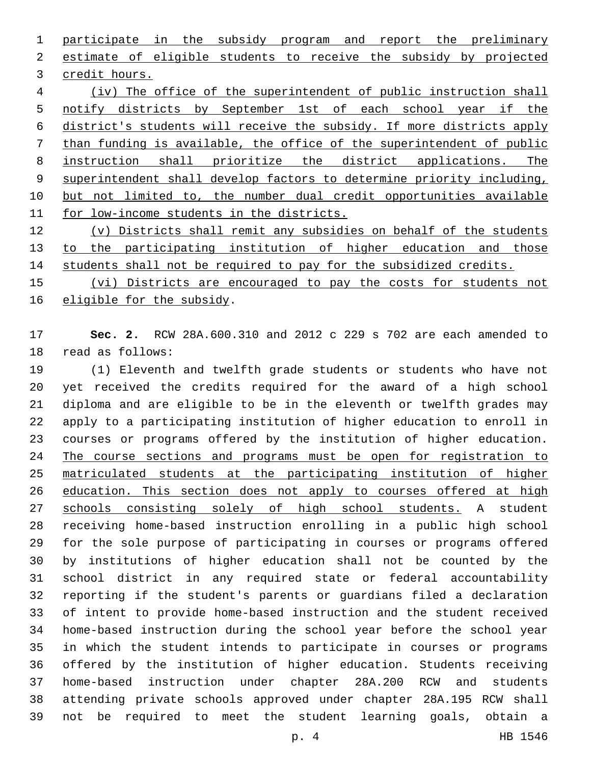participate in the subsidy program and report the preliminary estimate of eligible students to receive the subsidy by projected credit hours.

(iv) The office of the superintendent of public instruction shall notify districts by September 1st of each school year if the district's students will receive the subsidy. If more districts apply than funding is available, the office of the superintendent of public instruction shall prioritize the district applications. The superintendent shall develop factors to determine priority including, but not limited to, the number dual credit opportunities available for low-income students in the districts.

(v) Districts shall remit any subsidies on behalf of the students to the participating institution of higher education and those students shall not be required to pay for the subsidized credits.

(vi) Districts are encouraged to pay the costs for students not eligible for the subsidy.

**Sec. 2.** RCW 28A.600.310 and 2012 c 229 s 702 are each amended to read as follows:

(1) Eleventh and twelfth grade students or students who have not yet received the credits required for the award of a high school diploma and are eligible to be in the eleventh or twelfth grades may apply to a participating institution of higher education to enroll in courses or programs offered by the institution of higher education. The course sections and programs must be open for registration to matriculated students at the participating institution of higher education. This section does not apply to courses offered at high schools consisting solely of high school students. A student receiving home-based instruction enrolling in a public high school for the sole purpose of participating in courses or programs offered by institutions of higher education shall not be counted by the school district in any required state or federal accountability reporting if the student's parents or guardians filed a declaration of intent to provide home-based instruction and the student received home-based instruction during the school year before the school year in which the student intends to participate in courses or programs offered by the institution of higher education. Students receiving home-based instruction under chapter 28A.200 RCW and students attending private schools approved under chapter 28A.195 RCW shall not be required to meet the student learning goals, obtain a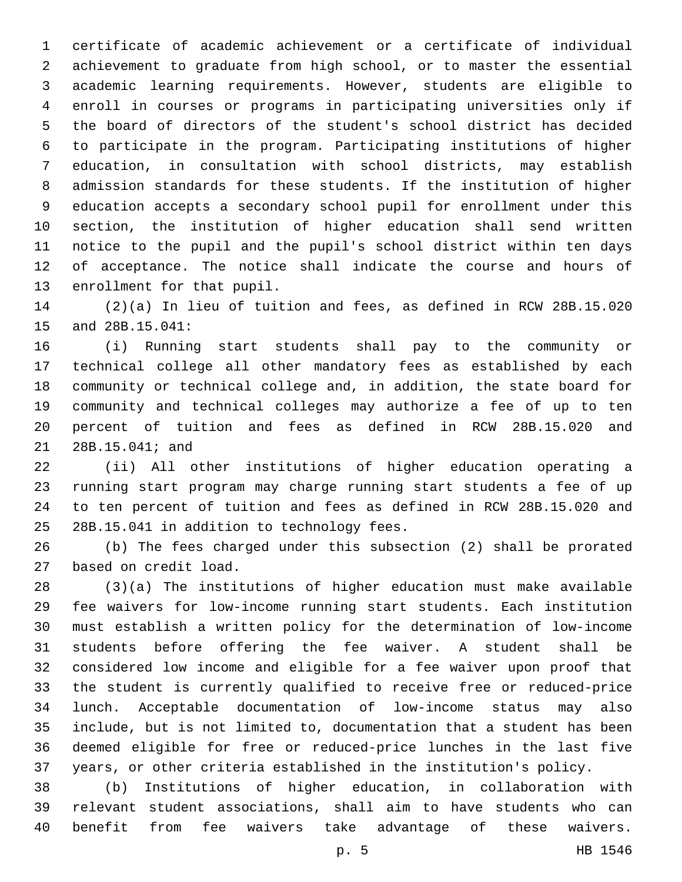certificate of academic achievement or a certificate of individual achievement to graduate from high school, or to master the essential academic learning requirements. However, students are eligible to enroll in courses or programs in participating universities only if the board of directors of the student's school district has decided to participate in the program. Participating institutions of higher education, in consultation with school districts, may establish admission standards for these students. If the institution of higher education accepts a secondary school pupil for enrollment under this section, the institution of higher education shall send written notice to the pupil and the pupil's school district within ten days of acceptance. The notice shall indicate the course and hours of enrollment for that pupil.

(2)(a) In lieu of tuition and fees, as defined in RCW 28B.15.020 and 28B.15.041:

(i) Running start students shall pay to the community or technical college all other mandatory fees as established by each community or technical college and, in addition, the state board for community and technical colleges may authorize a fee of up to ten percent of tuition and fees as defined in RCW 28B.15.020 and 28B.15.041; and

(ii) All other institutions of higher education operating a running start program may charge running start students a fee of up to ten percent of tuition and fees as defined in RCW 28B.15.020 and 28B.15.041 in addition to technology fees.

(b) The fees charged under this subsection (2) shall be prorated based on credit load.

(3)(a) The institutions of higher education must make available fee waivers for low-income running start students. Each institution must establish a written policy for the determination of low-income students before offering the fee waiver. A student shall be considered low income and eligible for a fee waiver upon proof that the student is currently qualified to receive free or reduced-price lunch. Acceptable documentation of low-income status may also include, but is not limited to, documentation that a student has been deemed eligible for free or reduced-price lunches in the last five years, or other criteria established in the institution's policy.

(b) Institutions of higher education, in collaboration with relevant student associations, shall aim to have students who can benefit from fee waivers take advantage of these waivers.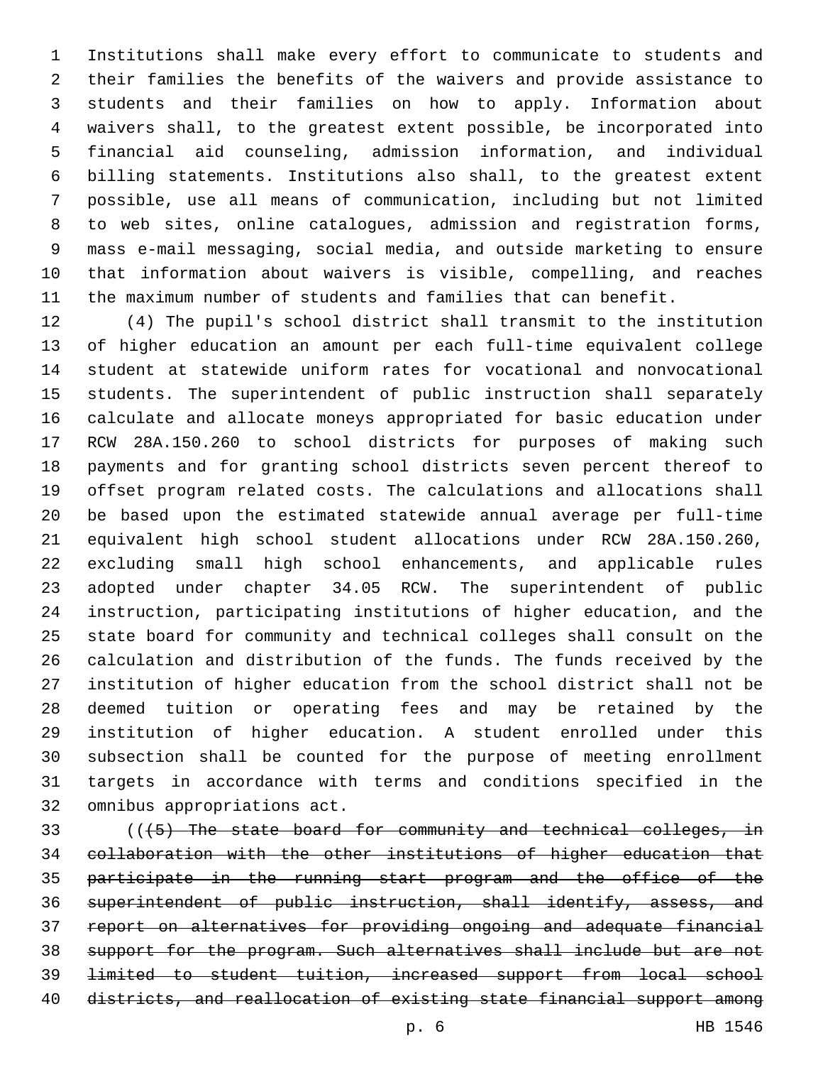Institutions shall make every effort to communicate to students and their families the benefits of the waivers and provide assistance to students and their families on how to apply. Information about waivers shall, to the greatest extent possible, be incorporated into financial aid counseling, admission information, and individual billing statements. Institutions also shall, to the greatest extent possible, use all means of communication, including but not limited to web sites, online catalogues, admission and registration forms, mass e-mail messaging, social media, and outside marketing to ensure that information about waivers is visible, compelling, and reaches the maximum number of students and families that can benefit.

(4) The pupil's school district shall transmit to the institution of higher education an amount per each full-time equivalent college student at statewide uniform rates for vocational and nonvocational students. The superintendent of public instruction shall separately calculate and allocate moneys appropriated for basic education under RCW 28A.150.260 to school districts for purposes of making such payments and for granting school districts seven percent thereof to offset program related costs. The calculations and allocations shall be based upon the estimated statewide annual average per full-time equivalent high school student allocations under RCW 28A.150.260, excluding small high school enhancements, and applicable rules adopted under chapter 34.05 RCW. The superintendent of public instruction, participating institutions of higher education, and the state board for community and technical colleges shall consult on the calculation and distribution of the funds. The funds received by the institution of higher education from the school district shall not be deemed tuition or operating fees and may be retained by the institution of higher education. A student enrolled under this subsection shall be counted for the purpose of meeting enrollment targets in accordance with terms and conditions specified in the omnibus appropriations act.

((~~(5) The state board for community and technical colleges, in collaboration with the other institutions of higher education that participate in the running start program and the office of the superintendent of public instruction, shall identify, assess, and report on alternatives for providing ongoing and adequate financial support for the program. Such alternatives shall include but are not limited to student tuition, increased support from local school districts, and reallocation of existing state financial support among~~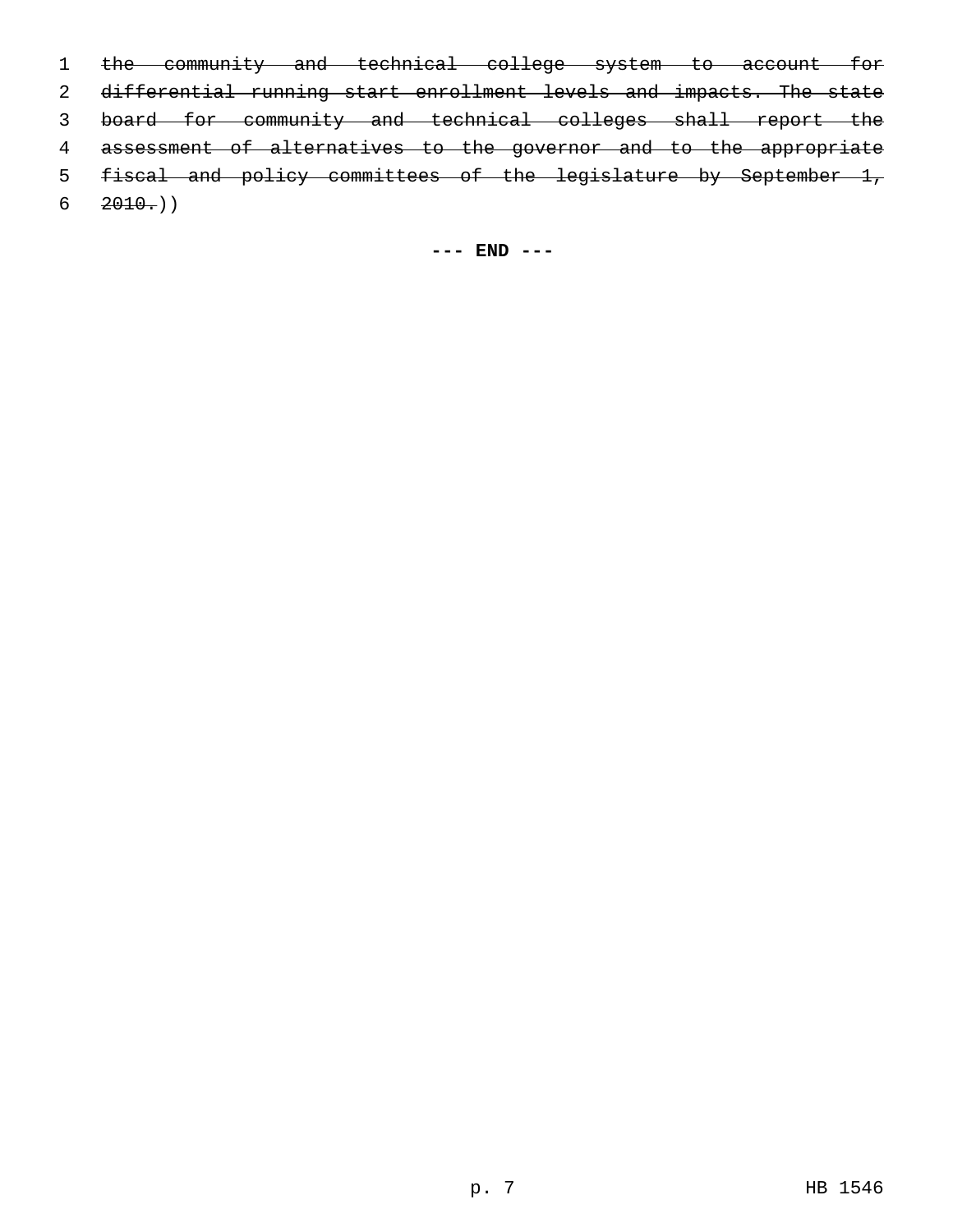~~the community and technical college system to account for differential running start enrollment levels and impacts. The state board for community and technical colleges shall report the assessment of alternatives to the governor and to the appropriate fiscal and policy committees of the legislature by September 1, 2010.~~))

**--- END ---**